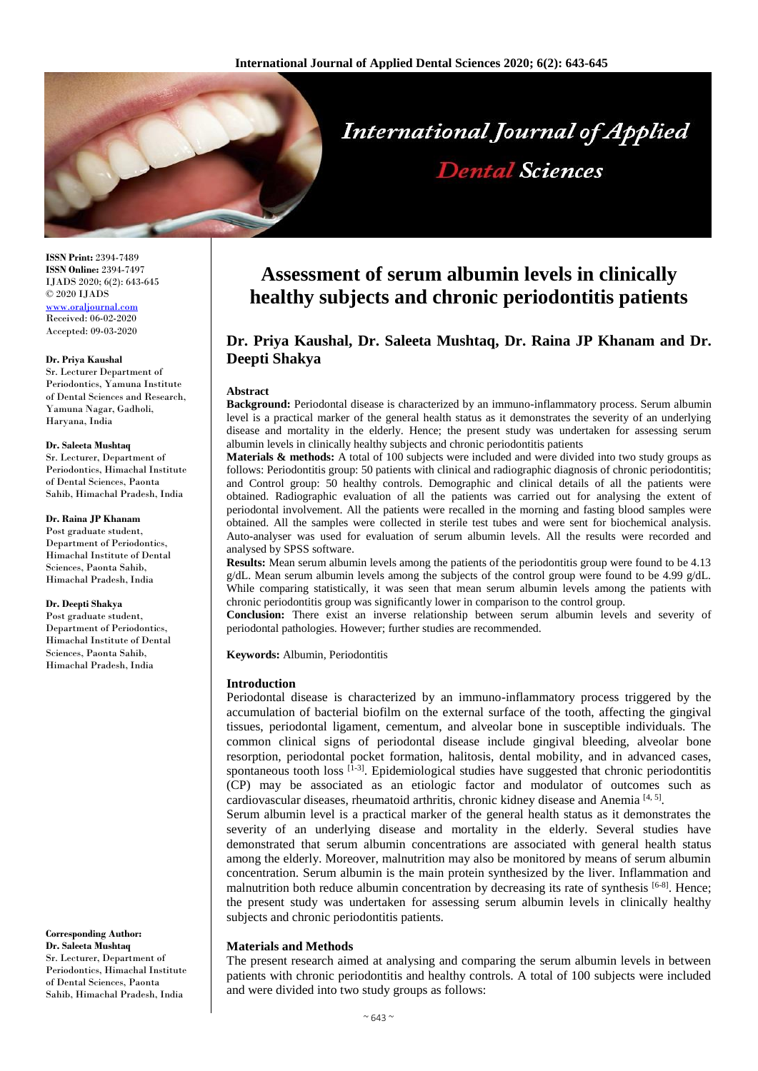# Assessment of serum albumin levels in clinically healthy subjects and chronic periodontitis patients

## Dr. Priya Kaushal, Dr. Saleeta Mushtaq, Dr. Raina JP Khanam and Dr. Deepti Shakya

**ISSN Print:** 2394-7489
**ISSN Online:** 2394-7497
IJADS 2020; 6(2): 643-645
© 2020 IJADS
www.oraljournal.com
Received: 06-02-2020
Accepted: 09-03-2020

**Dr. Priya Kaushal**
Sr. Lecturer Department of Periodontics, Yamuna Institute of Dental Sciences and Research, Yamuna Nagar, Gadholi, Haryana, India

**Dr. Saleeta Mushtaq**
Sr. Lecturer, Department of Periodontics, Himachal Institute of Dental Sciences, Paonta Sahib, Himachal Pradesh, India

**Dr. Raina JP Khanam**
Post graduate student, Department of Periodontics, Himachal Institute of Dental Sciences, Paonta Sahib, Himachal Pradesh, India

**Dr. Deepti Shakya**
Post graduate student, Department of Periodontics, Himachal Institute of Dental Sciences, Paonta Sahib, Himachal Pradesh, India

**Corresponding Author:**
**Dr. Saleeta Mushtaq**
Sr. Lecturer, Department of Periodontics, Himachal Institute of Dental Sciences, Paonta Sahib, Himachal Pradesh, India

### Abstract

**Background:** Periodontal disease is characterized by an immuno-inflammatory process. Serum albumin level is a practical marker of the general health status as it demonstrates the severity of an underlying disease and mortality in the elderly. Hence; the present study was undertaken for assessing serum albumin levels in clinically healthy subjects and chronic periodontitis patients

**Materials & methods:** A total of 100 subjects were included and were divided into two study groups as follows: Periodontitis group: 50 patients with clinical and radiographic diagnosis of chronic periodontitis; and Control group: 50 healthy controls. Demographic and clinical details of all the patients were obtained. Radiographic evaluation of all the patients was carried out for analysing the extent of periodontal involvement. All the patients were recalled in the morning and fasting blood samples were obtained. All the samples were collected in sterile test tubes and were sent for biochemical analysis. Auto-analyser was used for evaluation of serum albumin levels. All the results were recorded and analysed by SPSS software.

**Results:** Mean serum albumin levels among the patients of the periodontitis group were found to be 4.13 g/dL. Mean serum albumin levels among the subjects of the control group were found to be 4.99 g/dL. While comparing statistically, it was seen that mean serum albumin levels among the patients with chronic periodontitis group was significantly lower in comparison to the control group.

**Conclusion:** There exist an inverse relationship between serum albumin levels and severity of periodontal pathologies. However; further studies are recommended.

**Keywords:** Albumin, Periodontitis

### Introduction

Periodontal disease is characterized by an immuno-inflammatory process triggered by the accumulation of bacterial biofilm on the external surface of the tooth, affecting the gingival tissues, periodontal ligament, cementum, and alveolar bone in susceptible individuals. The common clinical signs of periodontal disease include gingival bleeding, alveolar bone resorption, periodontal pocket formation, halitosis, dental mobility, and in advanced cases, spontaneous tooth loss [1-3]. Epidemiological studies have suggested that chronic periodontitis (CP) may be associated as an etiologic factor and modulator of outcomes such as cardiovascular diseases, rheumatoid arthritis, chronic kidney disease and Anemia [4, 5].

Serum albumin level is a practical marker of the general health status as it demonstrates the severity of an underlying disease and mortality in the elderly. Several studies have demonstrated that serum albumin concentrations are associated with general health status among the elderly. Moreover, malnutrition may also be monitored by means of serum albumin concentration. Serum albumin is the main protein synthesized by the liver. Inflammation and malnutrition both reduce albumin concentration by decreasing its rate of synthesis [6-8]. Hence; the present study was undertaken for assessing serum albumin levels in clinically healthy subjects and chronic periodontitis patients.

### Materials and Methods

The present research aimed at analysing and comparing the serum albumin levels in between patients with chronic periodontitis and healthy controls. A total of 100 subjects were included and were divided into two study groups as follows: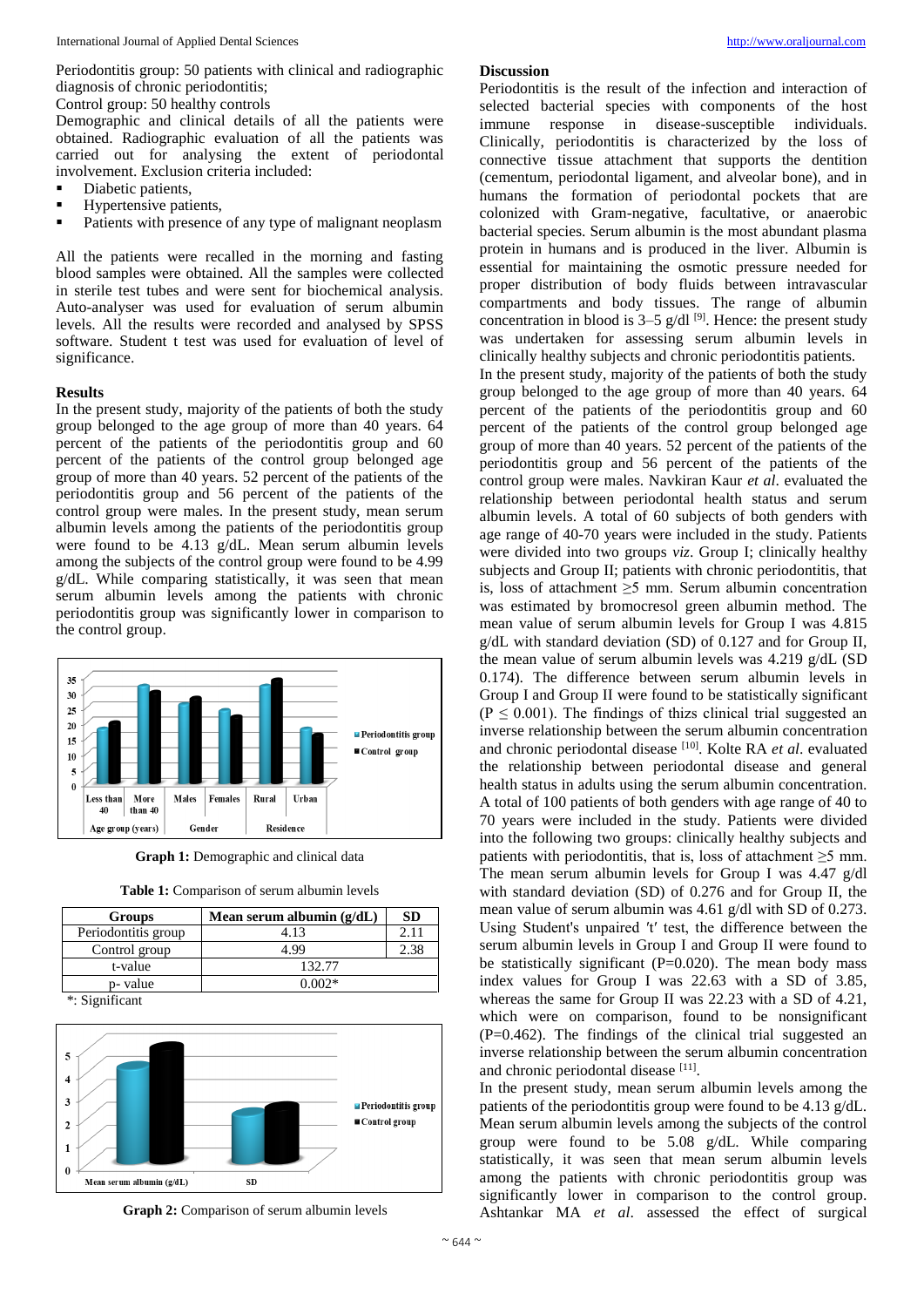Periodontitis group: 50 patients with clinical and radiographic diagnosis of chronic periodontitis;

Control group: 50 healthy controls

Demographic and clinical details of all the patients were obtained. Radiographic evaluation of all the patients was carried out for analysing the extent of periodontal involvement. Exclusion criteria included:

- Diabetic patients,
- Hypertensive patients,
- Patients with presence of any type of malignant neoplasm

All the patients were recalled in the morning and fasting blood samples were obtained. All the samples were collected in sterile test tubes and were sent for biochemical analysis. Auto-analyser was used for evaluation of serum albumin levels. All the results were recorded and analysed by SPSS software. Student t test was used for evaluation of level of significance.

## Results

In the present study, majority of the patients of both the study group belonged to the age group of more than 40 years. 64 percent of the patients of the periodontitis group and 60 percent of the patients of the control group belonged age group of more than 40 years. 52 percent of the patients of the periodontitis group and 56 percent of the patients of the control group were males. In the present study, mean serum albumin levels among the patients of the periodontitis group were found to be 4.13 g/dL. Mean serum albumin levels among the subjects of the control group were found to be 4.99 g/dL. While comparing statistically, it was seen that mean serum albumin levels among the patients with chronic periodontitis group was significantly lower in comparison to the control group.

**Graph 1:** Demographic and clinical data

**Table 1:** Comparison of serum albumin levels

| Groups | Mean serum albumin (g/dL) | SD |
|---|---|---|
| Periodontitis group | 4.13 | 2.11 |
| Control group | 4.99 | 2.38 |
| t-value | 132.77 | |
| p- value | 0.002* | |

*: Significant

**Graph 2:** Comparison of serum albumin levels

## Discussion

Periodontitis is the result of the infection and interaction of selected bacterial species with components of the host immune response in disease-susceptible individuals. Clinically, periodontitis is characterized by the loss of connective tissue attachment that supports the dentition (cementum, periodontal ligament, and alveolar bone), and in humans the formation of periodontal pockets that are colonized with Gram-negative, facultative, or anaerobic bacterial species. Serum albumin is the most abundant plasma protein in humans and is produced in the liver. Albumin is essential for maintaining the osmotic pressure needed for proper distribution of body fluids between intravascular compartments and body tissues. The range of albumin concentration in blood is 3–5 g/dl [9]. Hence: the present study was undertaken for assessing serum albumin levels in clinically healthy subjects and chronic periodontitis patients.

In the present study, majority of the patients of both the study group belonged to the age group of more than 40 years. 64 percent of the patients of the periodontitis group and 60 percent of the patients of the control group belonged age group of more than 40 years. 52 percent of the patients of the periodontitis group and 56 percent of the patients of the control group were males. Navkiran Kaur *et al*. evaluated the relationship between periodontal health status and serum albumin levels. A total of 60 subjects of both genders with age range of 40-70 years were included in the study. Patients were divided into two groups *viz*. Group I; clinically healthy subjects and Group II; patients with chronic periodontitis, that is, loss of attachment ≥5 mm. Serum albumin concentration was estimated by bromocresol green albumin method. The mean value of serum albumin levels for Group I was 4.815 g/dL with standard deviation (SD) of 0.127 and for Group II, the mean value of serum albumin levels was 4.219 g/dL (SD 0.174). The difference between serum albumin levels in Group I and Group II were found to be statistically significant ($P \leq 0.001$). The findings of thizs clinical trial suggested an inverse relationship between the serum albumin concentration and chronic periodontal disease [10]. Kolte RA *et al*. evaluated the relationship between periodontal disease and general health status in adults using the serum albumin concentration. A total of 100 patients of both genders with age range of 40 to 70 years were included in the study. Patients were divided into the following two groups: clinically healthy subjects and patients with periodontitis, that is, loss of attachment ≥5 mm. The mean serum albumin levels for Group I was 4.47 g/dl with standard deviation (SD) of 0.276 and for Group II, the mean value of serum albumin was 4.61 g/dl with SD of 0.273. Using Student's unpaired 't' test, the difference between the serum albumin levels in Group I and Group II were found to be statistically significant (P=0.020). The mean body mass index values for Group I was 22.63 with a SD of 3.85, whereas the same for Group II was 22.23 with a SD of 4.21, which were on comparison, found to be nonsignificant (P=0.462). The findings of the clinical trial suggested an inverse relationship between the serum albumin concentration and chronic periodontal disease [11].

In the present study, mean serum albumin levels among the patients of the periodontitis group were found to be 4.13 g/dL. Mean serum albumin levels among the subjects of the control group were found to be 5.08 g/dL. While comparing statistically, it was seen that mean serum albumin levels among the patients with chronic periodontitis group was significantly lower in comparison to the control group. Ashtankar MA *et al*. assessed the effect of surgical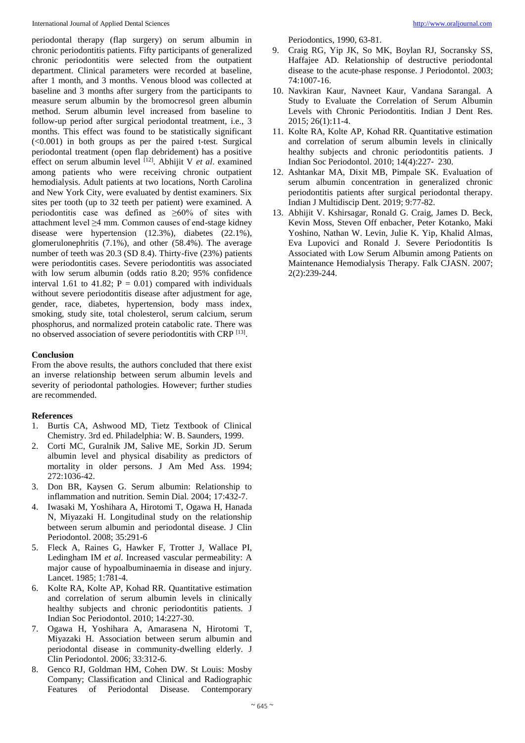periodontal therapy (flap surgery) on serum albumin in chronic periodontitis patients. Fifty participants of generalized chronic periodontitis were selected from the outpatient department. Clinical parameters were recorded at baseline, after 1 month, and 3 months. Venous blood was collected at baseline and 3 months after surgery from the participants to measure serum albumin by the bromocresol green albumin method. Serum albumin level increased from baseline to follow-up period after surgical periodontal treatment, i.e., 3 months. This effect was found to be statistically significant (<0.001) in both groups as per the paired t-test. Surgical periodontal treatment (open flap debridement) has a positive effect on serum albumin level [12]. Abhijit V *et al*. examined among patients who were receiving chronic outpatient hemodialysis. Adult patients at two locations, North Carolina and New York City, were evaluated by dentist examiners. Six sites per tooth (up to 32 teeth per patient) were examined. A periodontitis case was defined as ≥60% of sites with attachment level ≥4 mm. Common causes of end-stage kidney disease were hypertension (12.3%), diabetes (22.1%), glomerulonephritis (7.1%), and other (58.4%). The average number of teeth was 20.3 (SD 8.4). Thirty-five (23%) patients were periodontitis cases. Severe periodontitis was associated with low serum albumin (odds ratio 8.20; 95% confidence interval 1.61 to 41.82; P = 0.01) compared with individuals without severe periodontitis disease after adjustment for age, gender, race, diabetes, hypertension, body mass index, smoking, study site, total cholesterol, serum calcium, serum phosphorus, and normalized protein catabolic rate. There was no observed association of severe periodontitis with CRP [13].

## Conclusion

From the above results, the authors concluded that there exist an inverse relationship between serum albumin levels and severity of periodontal pathologies. However; further studies are recommended.

## References

1. Burtis CA, Ashwood MD, Tietz Textbook of Clinical Chemistry. 3rd ed. Philadelphia: W. B. Saunders, 1999.
2. Corti MC, Guralnik JM, Salive ME, Sorkin JD. Serum albumin level and physical disability as predictors of mortality in older persons. J Am Med Ass. 1994; 272:1036-42.
3. Don BR, Kaysen G. Serum albumin: Relationship to inflammation and nutrition. Semin Dial. 2004; 17:432-7.
4. Iwasaki M, Yoshihara A, Hirotomi T, Ogawa H, Hanada N, Miyazaki H. Longitudinal study on the relationship between serum albumin and periodontal disease. J Clin Periodontol. 2008; 35:291-6
5. Fleck A, Raines G, Hawker F, Trotter J, Wallace PI, Ledingham IM *et al*. Increased vascular permeability: A major cause of hypoalbuminaemia in disease and injury. Lancet. 1985; 1:781-4.
6. Kolte RA, Kolte AP, Kohad RR. Quantitative estimation and correlation of serum albumin levels in clinically healthy subjects and chronic periodontitis patients. J Indian Soc Periodontol. 2010; 14:227-30.
7. Ogawa H, Yoshihara A, Amarasena N, Hirotomi T, Miyazaki H. Association between serum albumin and periodontal disease in community-dwelling elderly. J Clin Periodontol. 2006; 33:312-6.
8. Genco RJ, Goldman HM, Cohen DW. St Louis: Mosby Company; Classification and Clinical and Radiographic Features of Periodontal Disease. Contemporary Periodontics, 1990, 63-81.
9. Craig RG, Yip JK, So MK, Boylan RJ, Socransky SS, Haffajee AD. Relationship of destructive periodontal disease to the acute-phase response. J Periodontol. 2003; 74:1007-16.
10. Navkiran Kaur, Navneet Kaur, Vandana Sarangal. A Study to Evaluate the Correlation of Serum Albumin Levels with Chronic Periodontitis. Indian J Dent Res. 2015; 26(1):11-4.
11. Kolte RA, Kolte AP, Kohad RR. Quantitative estimation and correlation of serum albumin levels in clinically healthy subjects and chronic periodontitis patients. J Indian Soc Periodontol. 2010; 14(4):227- 230.
12. Ashtankar MA, Dixit MB, Pimpale SK. Evaluation of serum albumin concentration in generalized chronic periodontitis patients after surgical periodontal therapy. Indian J Multidiscip Dent. 2019; 9:77-82.
13. Abhijit V. Kshirsagar, Ronald G. Craig, James D. Beck, Kevin Moss, Steven Off enbacher, Peter Kotanko, Maki Yoshino, Nathan W. Levin, Julie K. Yip, Khalid Almas, Eva Lupovici and Ronald J. Severe Periodontitis Is Associated with Low Serum Albumin among Patients on Maintenance Hemodialysis Therapy. Falk CJASN. 2007; 2(2):239-244.